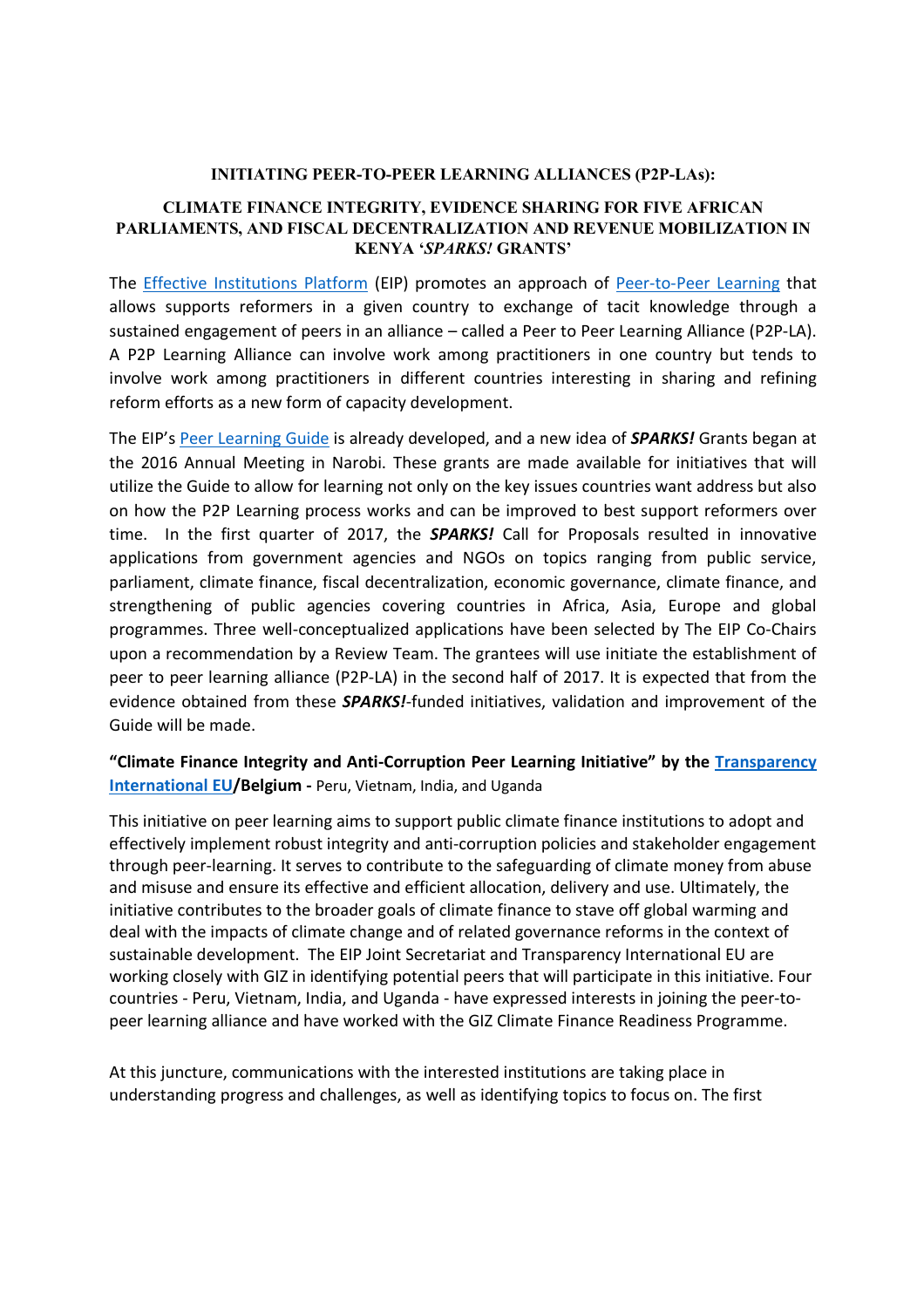**INITIATING PEER-TO-PEER LEARNING ALLIANCES (P2P-LAs):**

**CLIMATE FINANCE INTEGRITY, EVIDENCE SHARING FOR FIVE AFRICAN PARLIAMENTS, AND FISCAL DECENTRALIZATION AND REVENUE MOBILIZATION IN KENYA '*SPARKS!* GRANTS'**

The Effective Institutions Platform (EIP) promotes an approach of Peer-to-Peer Learning that allows supports reformers in a given country to exchange of tacit knowledge through a sustained engagement of peers in an alliance – called a Peer to Peer Learning Alliance (P2P-LA). A P2P Learning Alliance can involve work among practitioners in one country but tends to involve work among practitioners in different countries interesting in sharing and refining reform efforts as a new form of capacity development.

The EIP's Peer Learning Guide is already developed, and a new idea of ***SPARKS!*** Grants began at the 2016 Annual Meeting in Narobi. These grants are made available for initiatives that will utilize the Guide to allow for learning not only on the key issues countries want address but also on how the P2P Learning process works and can be improved to best support reformers over time. In the first quarter of 2017, the ***SPARKS!*** Call for Proposals resulted in innovative applications from government agencies and NGOs on topics ranging from public service, parliament, climate finance, fiscal decentralization, economic governance, climate finance, and strengthening of public agencies covering countries in Africa, Asia, Europe and global programmes. Three well-conceptualized applications have been selected by The EIP Co-Chairs upon a recommendation by a Review Team. The grantees will use initiate the establishment of peer to peer learning alliance (P2P-LA) in the second half of 2017. It is expected that from the evidence obtained from these ***SPARKS!***-funded initiatives, validation and improvement of the Guide will be made.

**"Climate Finance Integrity and Anti-Corruption Peer Learning Initiative" by the Transparency International EU/Belgium -** Peru, Vietnam, India, and Uganda

This initiative on peer learning aims to support public climate finance institutions to adopt and effectively implement robust integrity and anti-corruption policies and stakeholder engagement through peer-learning. It serves to contribute to the safeguarding of climate money from abuse and misuse and ensure its effective and efficient allocation, delivery and use. Ultimately, the initiative contributes to the broader goals of climate finance to stave off global warming and deal with the impacts of climate change and of related governance reforms in the context of sustainable development. The EIP Joint Secretariat and Transparency International EU are working closely with GIZ in identifying potential peers that will participate in this initiative. Four countries - Peru, Vietnam, India, and Uganda - have expressed interests in joining the peer-to-peer learning alliance and have worked with the GIZ Climate Finance Readiness Programme.

At this juncture, communications with the interested institutions are taking place in understanding progress and challenges, as well as identifying topics to focus on. The first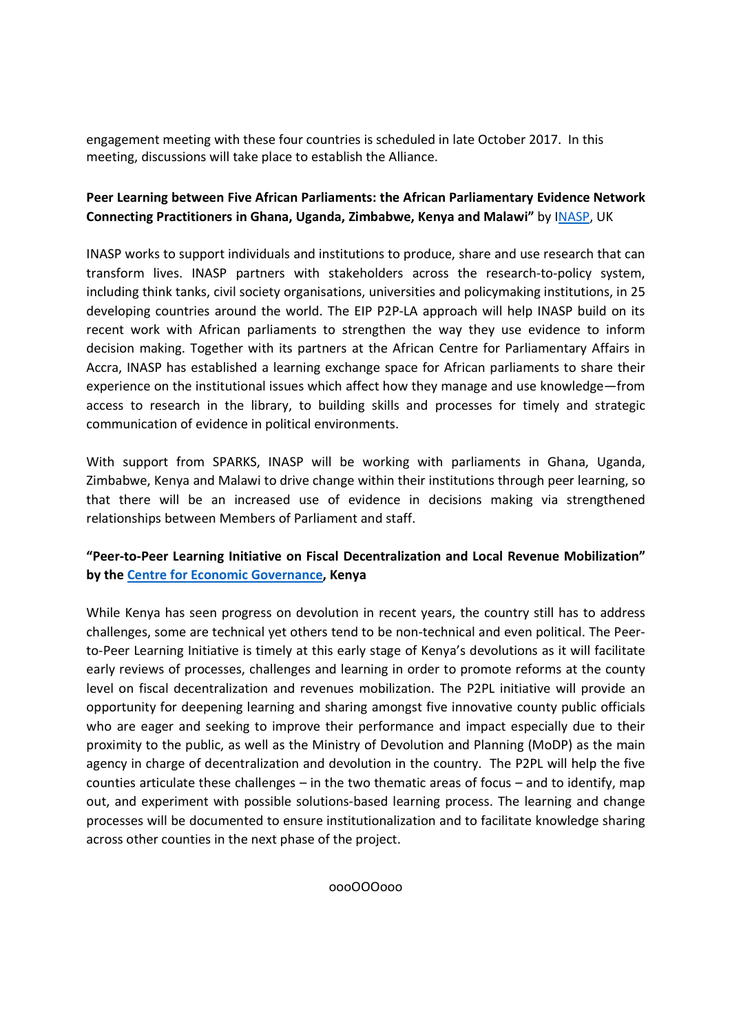engagement meeting with these four countries is scheduled in late October 2017. In this meeting, discussions will take place to establish the Alliance.

**Peer Learning between Five African Parliaments: the African Parliamentary Evidence Network Connecting Practitioners in Ghana, Uganda, Zimbabwe, Kenya and Malawi"** by INASP, UK

INASP works to support individuals and institutions to produce, share and use research that can transform lives. INASP partners with stakeholders across the research-to-policy system, including think tanks, civil society organisations, universities and policymaking institutions, in 25 developing countries around the world. The EIP P2P-LA approach will help INASP build on its recent work with African parliaments to strengthen the way they use evidence to inform decision making. Together with its partners at the African Centre for Parliamentary Affairs in Accra, INASP has established a learning exchange space for African parliaments to share their experience on the institutional issues which affect how they manage and use knowledge—from access to research in the library, to building skills and processes for timely and strategic communication of evidence in political environments.

With support from SPARKS, INASP will be working with parliaments in Ghana, Uganda, Zimbabwe, Kenya and Malawi to drive change within their institutions through peer learning, so that there will be an increased use of evidence in decisions making via strengthened relationships between Members of Parliament and staff.

**"Peer-to-Peer Learning Initiative on Fiscal Decentralization and Local Revenue Mobilization" by the Centre for Economic Governance, Kenya**

While Kenya has seen progress on devolution in recent years, the country still has to address challenges, some are technical yet others tend to be non-technical and even political. The Peer-to-Peer Learning Initiative is timely at this early stage of Kenya's devolutions as it will facilitate early reviews of processes, challenges and learning in order to promote reforms at the county level on fiscal decentralization and revenues mobilization. The P2PL initiative will provide an opportunity for deepening learning and sharing amongst five innovative county public officials who are eager and seeking to improve their performance and impact especially due to their proximity to the public, as well as the Ministry of Devolution and Planning (MoDP) as the main agency in charge of decentralization and devolution in the country. The P2PL will help the five counties articulate these challenges – in the two thematic areas of focus – and to identify, map out, and experiment with possible solutions-based learning process. The learning and change processes will be documented to ensure institutionalization and to facilitate knowledge sharing across other counties in the next phase of the project.

oooOOOooo